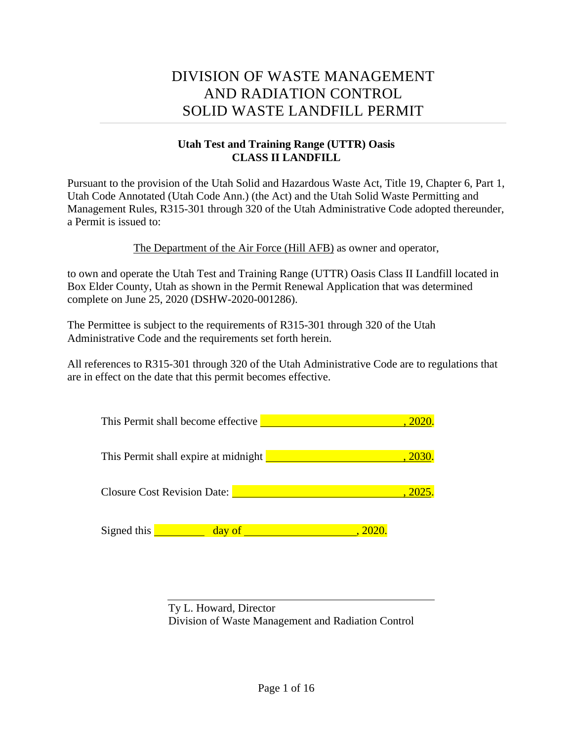# DIVISION OF WASTE MANAGEMENT AND RADIATION CONTROL SOLID WASTE LANDFILL PERMIT

**Utah Test and Training Range (UTTR) Oasis**
**CLASS II LANDFILL**

Pursuant to the provision of the Utah Solid and Hazardous Waste Act, Title 19, Chapter 6, Part 1, Utah Code Annotated (Utah Code Ann.) (the Act) and the Utah Solid Waste Permitting and Management Rules, R315-301 through 320 of the Utah Administrative Code adopted thereunder, a Permit is issued to:

The Department of the Air Force (Hill AFB) as owner and operator,

to own and operate the Utah Test and Training Range (UTTR) Oasis Class II Landfill located in Box Elder County, Utah as shown in the Permit Renewal Application that was determined complete on June 25, 2020 (DSHW-2020-001286).

The Permittee is subject to the requirements of R315-301 through 320 of the Utah Administrative Code and the requirements set forth herein.

All references to R315-301 through 320 of the Utah Administrative Code are to regulations that are in effect on the date that this permit becomes effective.

This Permit shall become effective ________________________, 2020.

This Permit shall expire at midnight ________________________, 2030.

Closure Cost Revision Date: ______________________________, 2025.

Signed this _________ day of ___________________, 2020.

______________________________________
Ty L. Howard, Director
Division of Waste Management and Radiation Control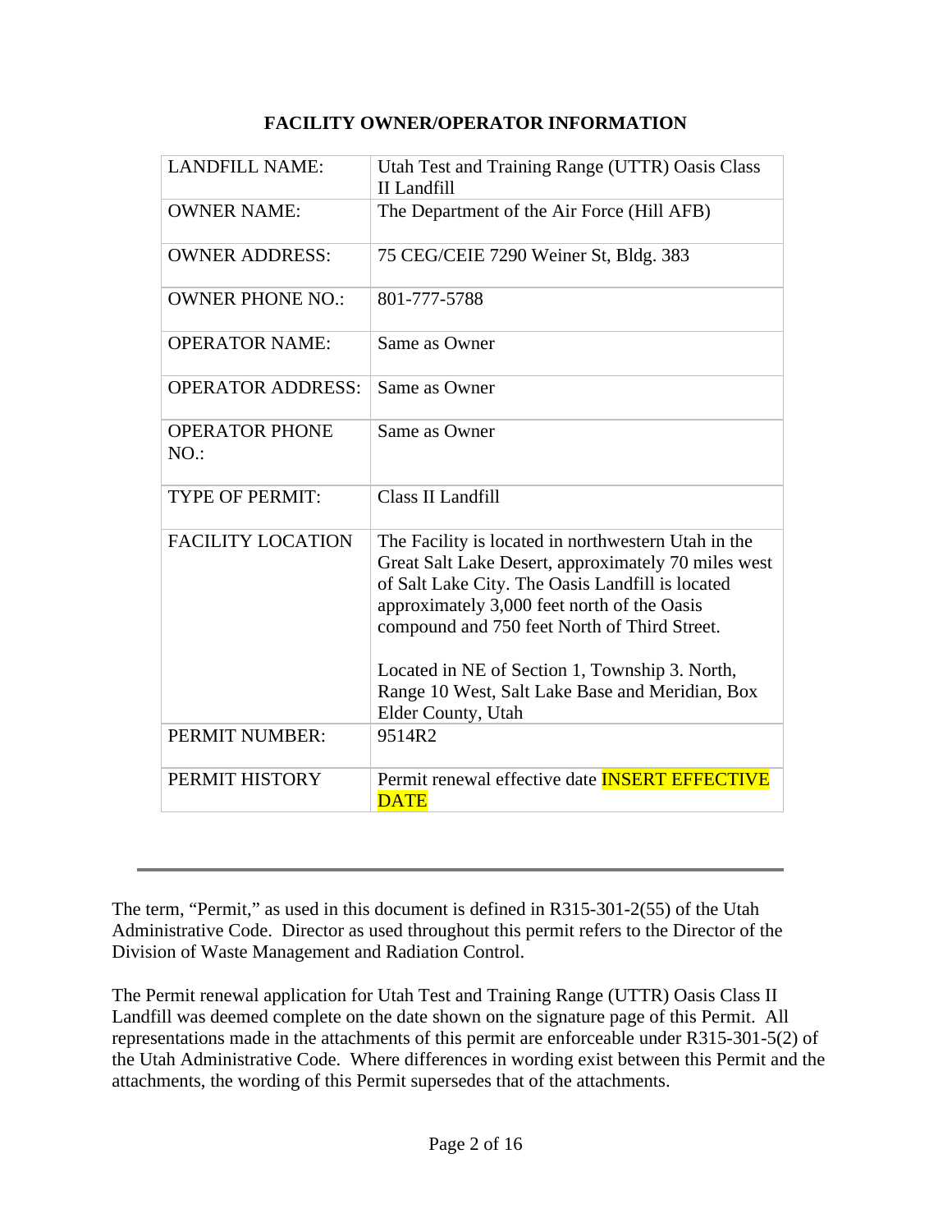## FACILITY OWNER/OPERATOR INFORMATION

| | |
|---|---|
| LANDFILL NAME: | Utah Test and Training Range (UTTR) Oasis Class II Landfill |
| OWNER NAME: | The Department of the Air Force (Hill AFB) |
| OWNER ADDRESS: | 75 CEG/CEIE 7290 Weiner St, Bldg. 383 |
| OWNER PHONE NO.: | 801-777-5788 |
| OPERATOR NAME: | Same as Owner |
| OPERATOR ADDRESS: | Same as Owner |
| OPERATOR PHONE NO.: | Same as Owner |
| TYPE OF PERMIT: | Class II Landfill |
| FACILITY LOCATION | The Facility is located in northwestern Utah in the Great Salt Lake Desert, approximately 70 miles west of Salt Lake City. The Oasis Landfill is located approximately 3,000 feet north of the Oasis compound and 750 feet North of Third Street.<br><br>Located in NE of Section 1, Township 3. North, Range 10 West, Salt Lake Base and Meridian, Box Elder County, Utah |
| PERMIT NUMBER: | 9514R2 |
| PERMIT HISTORY | Permit renewal effective date INSERT EFFECTIVE DATE |

---

The term, "Permit," as used in this document is defined in R315-301-2(55) of the Utah Administrative Code. Director as used throughout this permit refers to the Director of the Division of Waste Management and Radiation Control.

The Permit renewal application for Utah Test and Training Range (UTTR) Oasis Class II Landfill was deemed complete on the date shown on the signature page of this Permit. All representations made in the attachments of this permit are enforceable under R315-301-5(2) of the Utah Administrative Code. Where differences in wording exist between this Permit and the attachments, the wording of this Permit supersedes that of the attachments.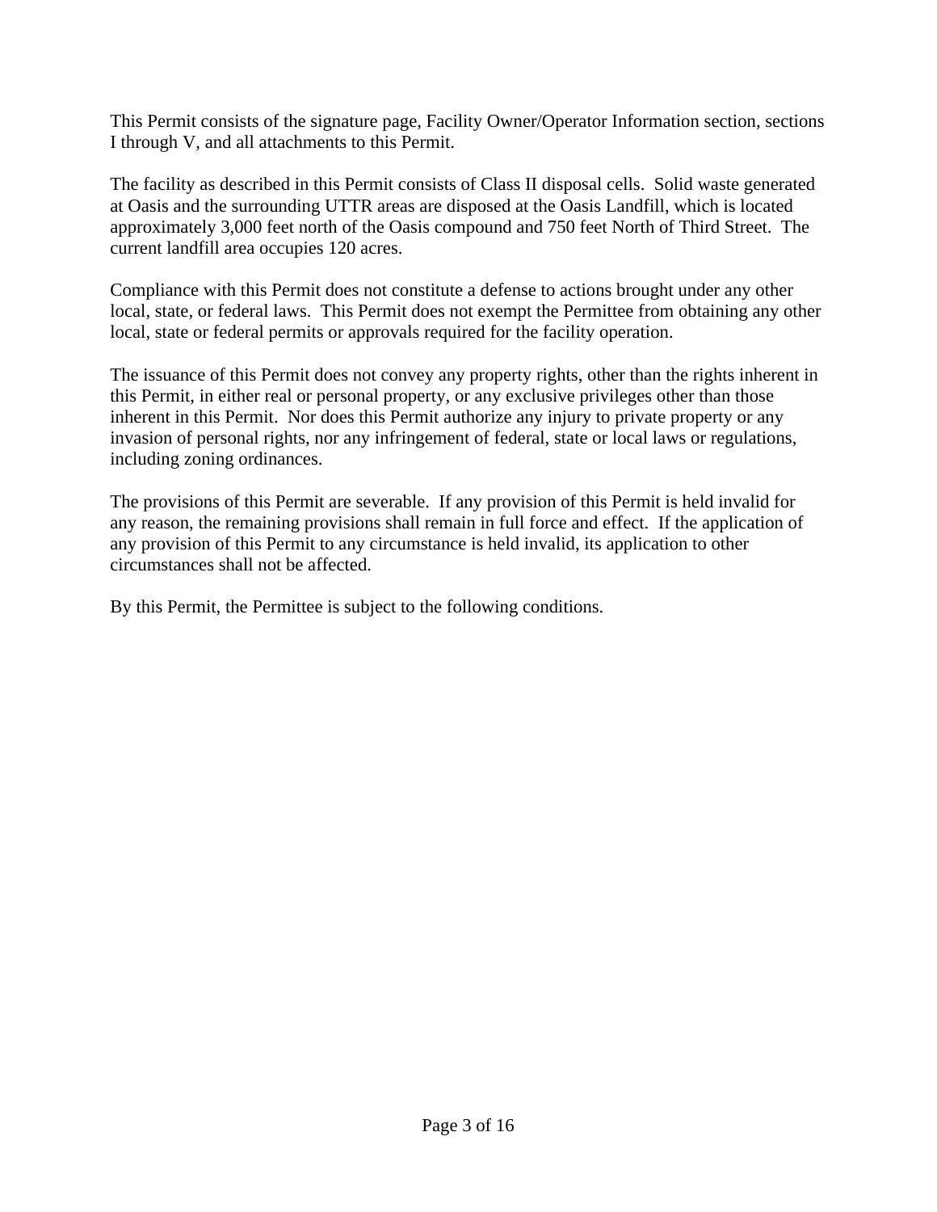This Permit consists of the signature page, Facility Owner/Operator Information section, sections I through V, and all attachments to this Permit.

The facility as described in this Permit consists of Class II disposal cells. Solid waste generated at Oasis and the surrounding UTTR areas are disposed at the Oasis Landfill, which is located approximately 3,000 feet north of the Oasis compound and 750 feet North of Third Street. The current landfill area occupies 120 acres.

Compliance with this Permit does not constitute a defense to actions brought under any other local, state, or federal laws. This Permit does not exempt the Permittee from obtaining any other local, state or federal permits or approvals required for the facility operation.

The issuance of this Permit does not convey any property rights, other than the rights inherent in this Permit, in either real or personal property, or any exclusive privileges other than those inherent in this Permit. Nor does this Permit authorize any injury to private property or any invasion of personal rights, nor any infringement of federal, state or local laws or regulations, including zoning ordinances.

The provisions of this Permit are severable. If any provision of this Permit is held invalid for any reason, the remaining provisions shall remain in full force and effect. If the application of any provision of this Permit to any circumstance is held invalid, its application to other circumstances shall not be affected.

By this Permit, the Permittee is subject to the following conditions.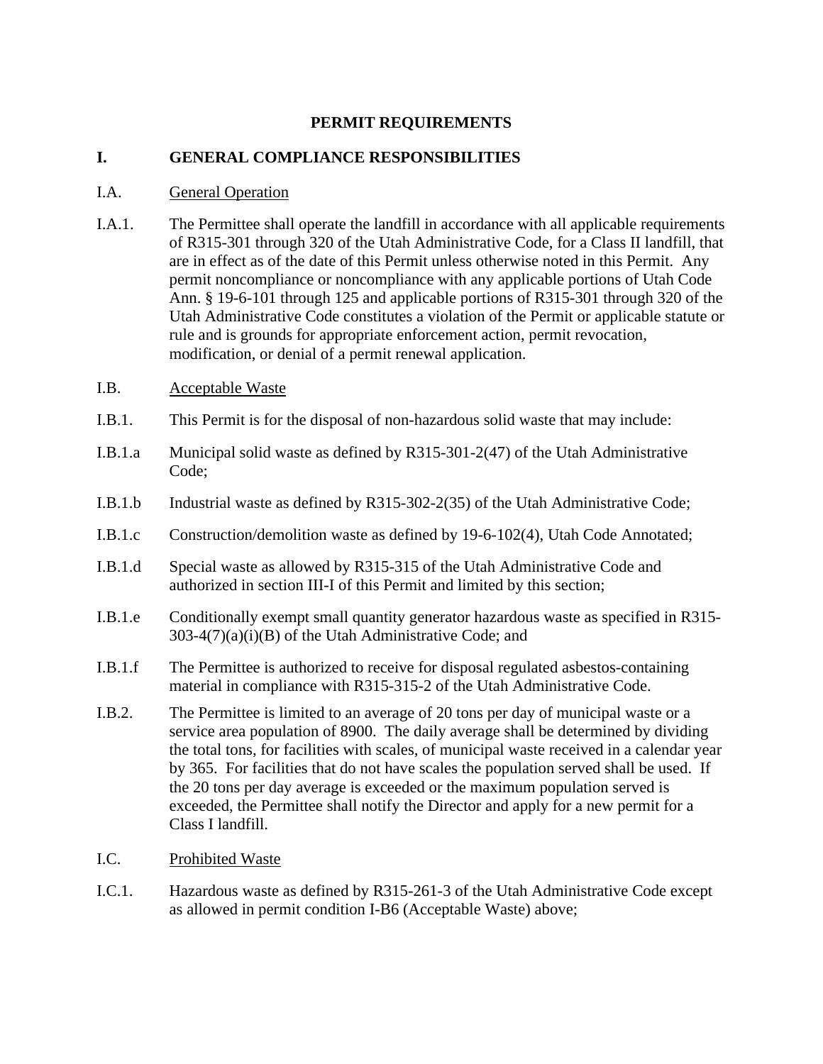# PERMIT REQUIREMENTS

## I. GENERAL COMPLIANCE RESPONSIBILITIES

I.A. General Operation

I.A.1. The Permittee shall operate the landfill in accordance with all applicable requirements of R315-301 through 320 of the Utah Administrative Code, for a Class II landfill, that are in effect as of the date of this Permit unless otherwise noted in this Permit. Any permit noncompliance or noncompliance with any applicable portions of Utah Code Ann. § 19-6-101 through 125 and applicable portions of R315-301 through 320 of the Utah Administrative Code constitutes a violation of the Permit or applicable statute or rule and is grounds for appropriate enforcement action, permit revocation, modification, or denial of a permit renewal application.

I.B. Acceptable Waste

I.B.1. This Permit is for the disposal of non-hazardous solid waste that may include:

I.B.1.a Municipal solid waste as defined by R315-301-2(47) of the Utah Administrative Code;

I.B.1.b Industrial waste as defined by R315-302-2(35) of the Utah Administrative Code;

I.B.1.c Construction/demolition waste as defined by 19-6-102(4), Utah Code Annotated;

I.B.1.d Special waste as allowed by R315-315 of the Utah Administrative Code and authorized in section III-I of this Permit and limited by this section;

I.B.1.e Conditionally exempt small quantity generator hazardous waste as specified in R315-303-4(7)(a)(i)(B) of the Utah Administrative Code; and

I.B.1.f The Permittee is authorized to receive for disposal regulated asbestos-containing material in compliance with R315-315-2 of the Utah Administrative Code.

I.B.2. The Permittee is limited to an average of 20 tons per day of municipal waste or a service area population of 8900. The daily average shall be determined by dividing the total tons, for facilities with scales, of municipal waste received in a calendar year by 365. For facilities that do not have scales the population served shall be used. If the 20 tons per day average is exceeded or the maximum population served is exceeded, the Permittee shall notify the Director and apply for a new permit for a Class I landfill.

I.C. Prohibited Waste

I.C.1. Hazardous waste as defined by R315-261-3 of the Utah Administrative Code except as allowed in permit condition I-B6 (Acceptable Waste) above;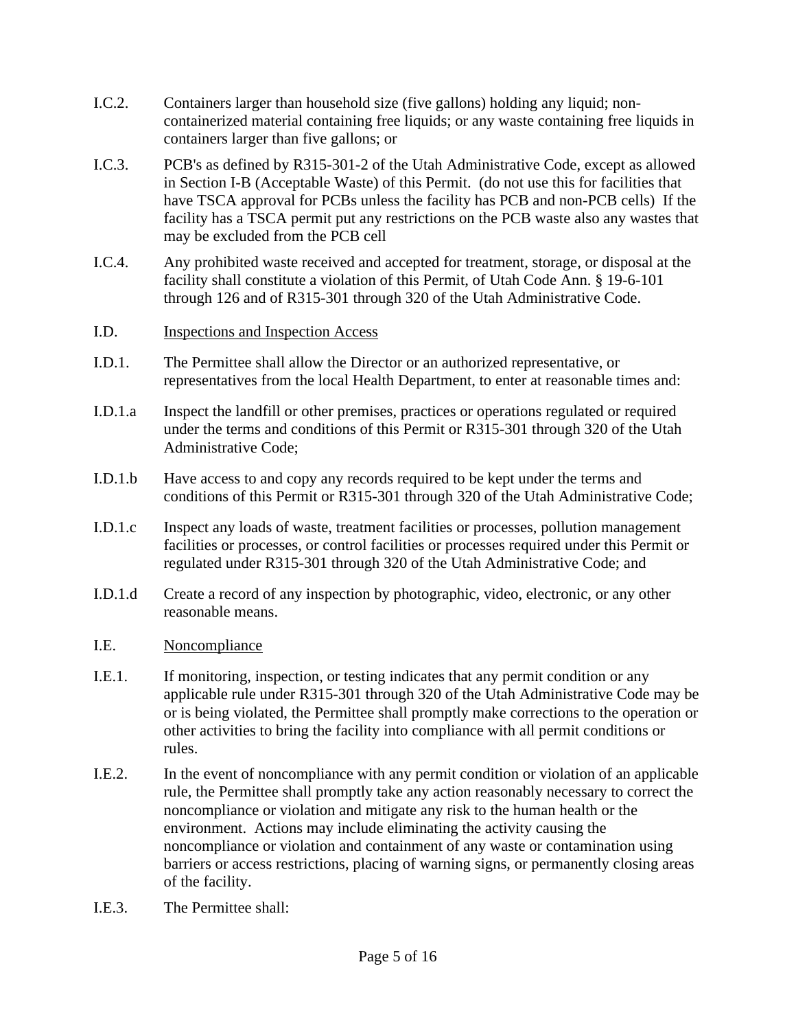I.C.2. Containers larger than household size (five gallons) holding any liquid; non-containerized material containing free liquids; or any waste containing free liquids in containers larger than five gallons; or

I.C.3. PCB's as defined by R315-301-2 of the Utah Administrative Code, except as allowed in Section I-B (Acceptable Waste) of this Permit. (do not use this for facilities that have TSCA approval for PCBs unless the facility has PCB and non-PCB cells) If the facility has a TSCA permit put any restrictions on the PCB waste also any wastes that may be excluded from the PCB cell

I.C.4. Any prohibited waste received and accepted for treatment, storage, or disposal at the facility shall constitute a violation of this Permit, of Utah Code Ann. § 19-6-101 through 126 and of R315-301 through 320 of the Utah Administrative Code.

I.D. <u>Inspections and Inspection Access</u>

I.D.1. The Permittee shall allow the Director or an authorized representative, or representatives from the local Health Department, to enter at reasonable times and:

I.D.1.a Inspect the landfill or other premises, practices or operations regulated or required under the terms and conditions of this Permit or R315-301 through 320 of the Utah Administrative Code;

I.D.1.b Have access to and copy any records required to be kept under the terms and conditions of this Permit or R315-301 through 320 of the Utah Administrative Code;

I.D.1.c Inspect any loads of waste, treatment facilities or processes, pollution management facilities or processes, or control facilities or processes required under this Permit or regulated under R315-301 through 320 of the Utah Administrative Code; and

I.D.1.d Create a record of any inspection by photographic, video, electronic, or any other reasonable means.

I.E. <u>Noncompliance</u>

I.E.1. If monitoring, inspection, or testing indicates that any permit condition or any applicable rule under R315-301 through 320 of the Utah Administrative Code may be or is being violated, the Permittee shall promptly make corrections to the operation or other activities to bring the facility into compliance with all permit conditions or rules.

I.E.2. In the event of noncompliance with any permit condition or violation of an applicable rule, the Permittee shall promptly take any action reasonably necessary to correct the noncompliance or violation and mitigate any risk to the human health or the environment. Actions may include eliminating the activity causing the noncompliance or violation and containment of any waste or contamination using barriers or access restrictions, placing of warning signs, or permanently closing areas of the facility.

I.E.3. The Permittee shall: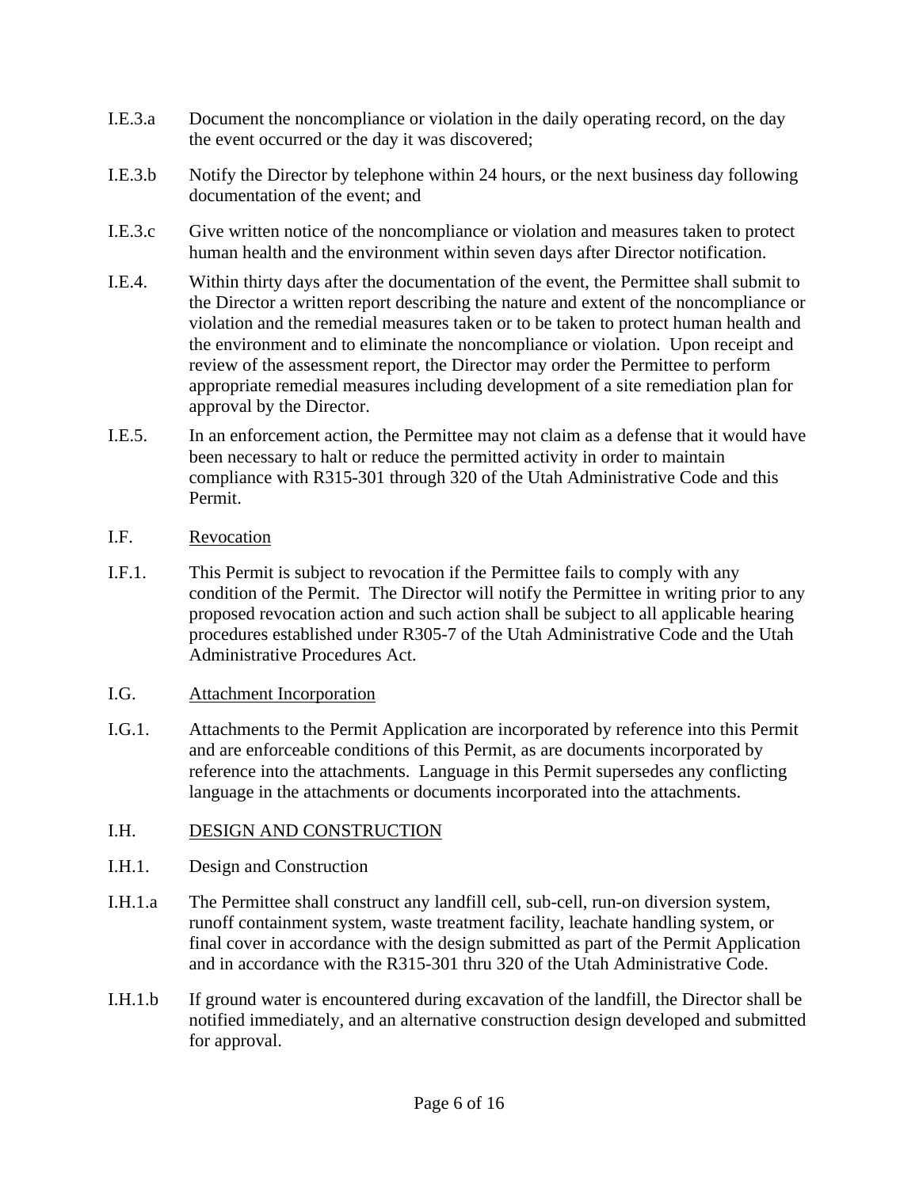I.E.3.a Document the noncompliance or violation in the daily operating record, on the day the event occurred or the day it was discovered;

I.E.3.b Notify the Director by telephone within 24 hours, or the next business day following documentation of the event; and

I.E.3.c Give written notice of the noncompliance or violation and measures taken to protect human health and the environment within seven days after Director notification.

I.E.4. Within thirty days after the documentation of the event, the Permittee shall submit to the Director a written report describing the nature and extent of the noncompliance or violation and the remedial measures taken or to be taken to protect human health and the environment and to eliminate the noncompliance or violation. Upon receipt and review of the assessment report, the Director may order the Permittee to perform appropriate remedial measures including development of a site remediation plan for approval by the Director.

I.E.5. In an enforcement action, the Permittee may not claim as a defense that it would have been necessary to halt or reduce the permitted activity in order to maintain compliance with R315-301 through 320 of the Utah Administrative Code and this Permit.

I.F. Revocation

I.F.1. This Permit is subject to revocation if the Permittee fails to comply with any condition of the Permit. The Director will notify the Permittee in writing prior to any proposed revocation action and such action shall be subject to all applicable hearing procedures established under R305-7 of the Utah Administrative Code and the Utah Administrative Procedures Act.

I.G. Attachment Incorporation

I.G.1. Attachments to the Permit Application are incorporated by reference into this Permit and are enforceable conditions of this Permit, as are documents incorporated by reference into the attachments. Language in this Permit supersedes any conflicting language in the attachments or documents incorporated into the attachments.

I.H. DESIGN AND CONSTRUCTION

I.H.1. Design and Construction

I.H.1.a The Permittee shall construct any landfill cell, sub-cell, run-on diversion system, runoff containment system, waste treatment facility, leachate handling system, or final cover in accordance with the design submitted as part of the Permit Application and in accordance with the R315-301 thru 320 of the Utah Administrative Code.

I.H.1.b If ground water is encountered during excavation of the landfill, the Director shall be notified immediately, and an alternative construction design developed and submitted for approval.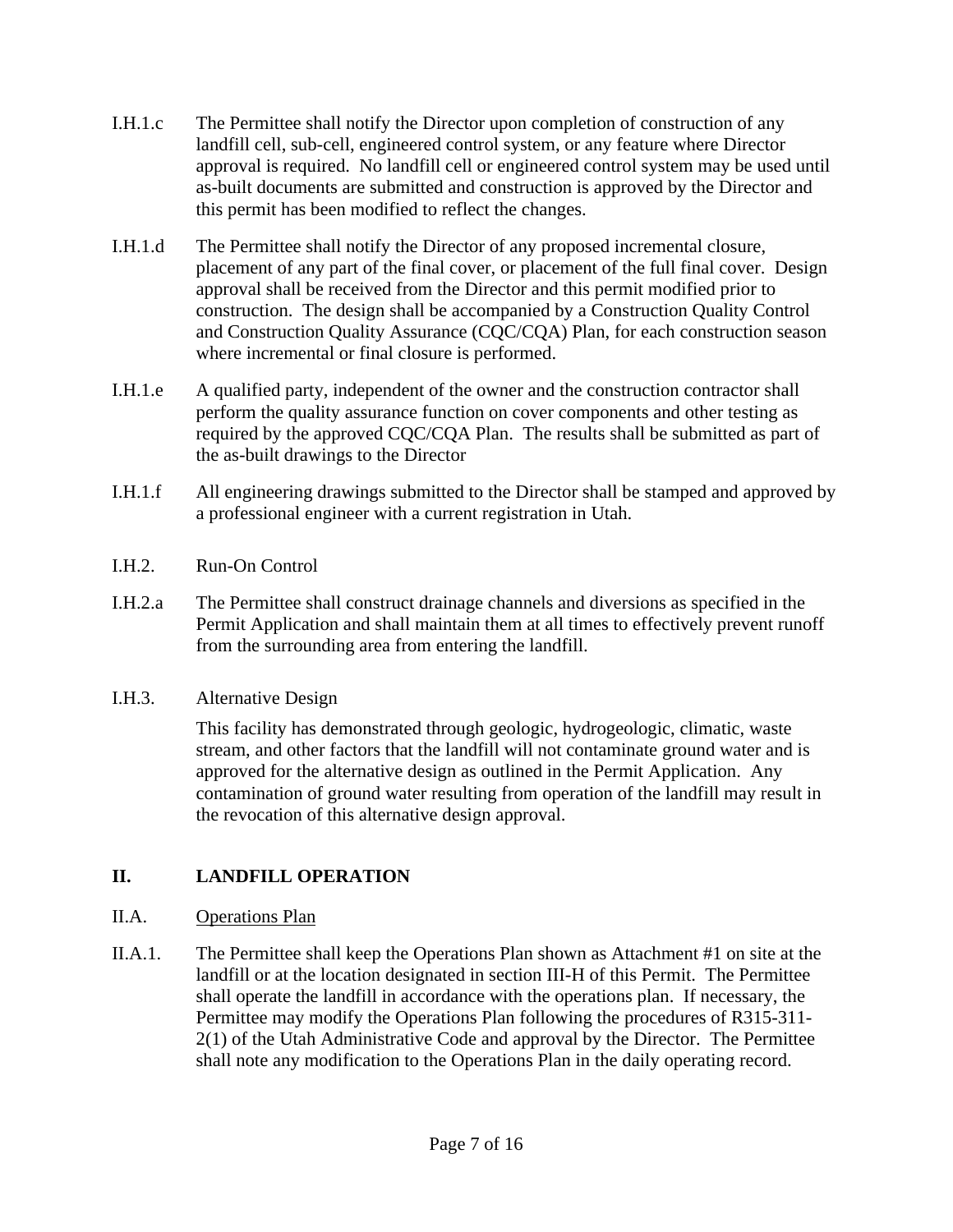I.H.1.c The Permittee shall notify the Director upon completion of construction of any landfill cell, sub-cell, engineered control system, or any feature where Director approval is required. No landfill cell or engineered control system may be used until as-built documents are submitted and construction is approved by the Director and this permit has been modified to reflect the changes.

I.H.1.d The Permittee shall notify the Director of any proposed incremental closure, placement of any part of the final cover, or placement of the full final cover. Design approval shall be received from the Director and this permit modified prior to construction. The design shall be accompanied by a Construction Quality Control and Construction Quality Assurance (CQC/CQA) Plan, for each construction season where incremental or final closure is performed.

I.H.1.e A qualified party, independent of the owner and the construction contractor shall perform the quality assurance function on cover components and other testing as required by the approved CQC/CQA Plan. The results shall be submitted as part of the as-built drawings to the Director

I.H.1.f All engineering drawings submitted to the Director shall be stamped and approved by a professional engineer with a current registration in Utah.

I.H.2. Run-On Control

I.H.2.a The Permittee shall construct drainage channels and diversions as specified in the Permit Application and shall maintain them at all times to effectively prevent runoff from the surrounding area from entering the landfill.

I.H.3. Alternative Design

This facility has demonstrated through geologic, hydrogeologic, climatic, waste stream, and other factors that the landfill will not contaminate ground water and is approved for the alternative design as outlined in the Permit Application. Any contamination of ground water resulting from operation of the landfill may result in the revocation of this alternative design approval.

## II. LANDFILL OPERATION

II.A. Operations Plan

II.A.1. The Permittee shall keep the Operations Plan shown as Attachment #1 on site at the landfill or at the location designated in section III-H of this Permit. The Permittee shall operate the landfill in accordance with the operations plan. If necessary, the Permittee may modify the Operations Plan following the procedures of R315-311-2(1) of the Utah Administrative Code and approval by the Director. The Permittee shall note any modification to the Operations Plan in the daily operating record.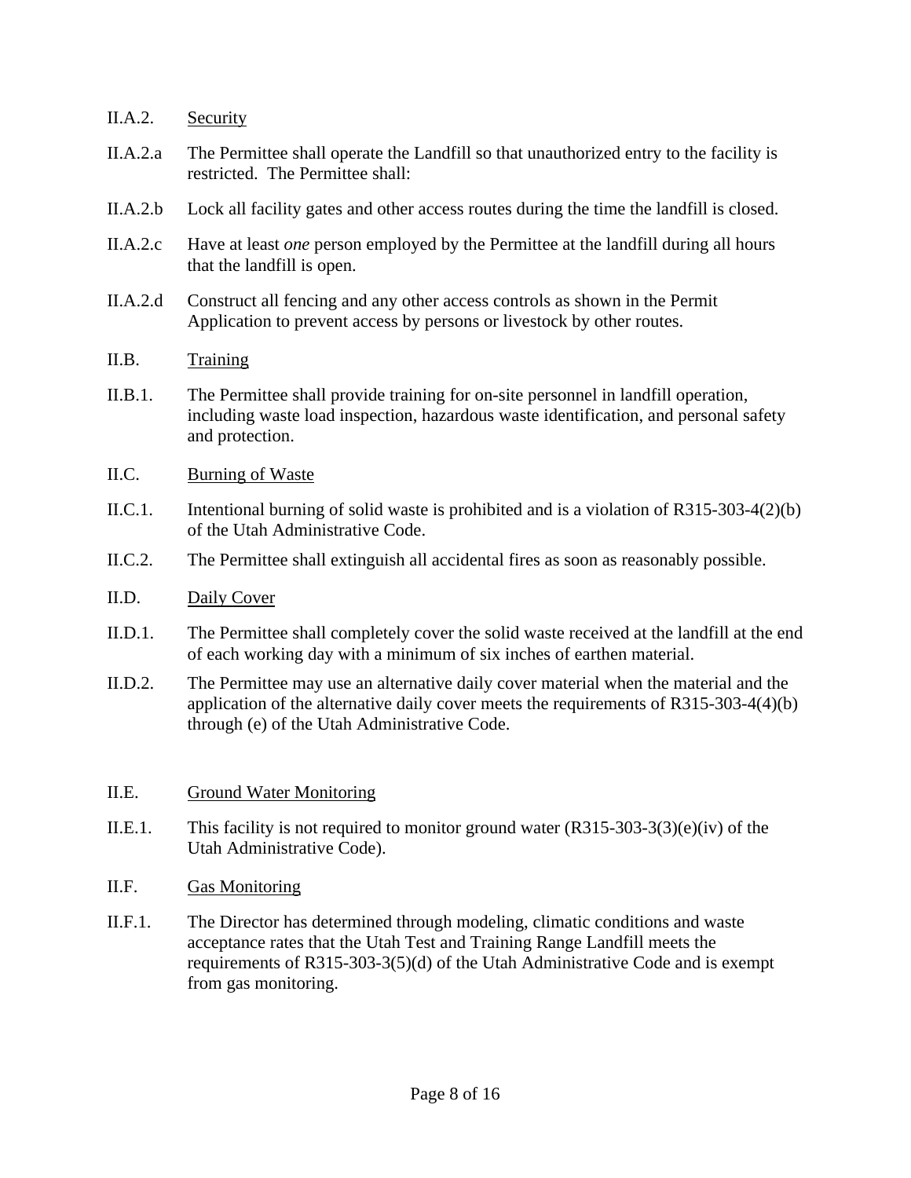II.A.2. <u>Security</u>

II.A.2.a The Permittee shall operate the Landfill so that unauthorized entry to the facility is restricted. The Permittee shall:

II.A.2.b Lock all facility gates and other access routes during the time the landfill is closed.

II.A.2.c Have at least *one* person employed by the Permittee at the landfill during all hours that the landfill is open.

II.A.2.d Construct all fencing and any other access controls as shown in the Permit Application to prevent access by persons or livestock by other routes.

II.B. <u>Training</u>

II.B.1. The Permittee shall provide training for on-site personnel in landfill operation, including waste load inspection, hazardous waste identification, and personal safety and protection.

II.C. <u>Burning of Waste</u>

II.C.1. Intentional burning of solid waste is prohibited and is a violation of R315-303-4(2)(b) of the Utah Administrative Code.

II.C.2. The Permittee shall extinguish all accidental fires as soon as reasonably possible.

II.D. <u>Daily Cover</u>

II.D.1. The Permittee shall completely cover the solid waste received at the landfill at the end of each working day with a minimum of six inches of earthen material.

II.D.2. The Permittee may use an alternative daily cover material when the material and the application of the alternative daily cover meets the requirements of R315-303-4(4)(b) through (e) of the Utah Administrative Code.

II.E. <u>Ground Water Monitoring</u>

II.E.1. This facility is not required to monitor ground water (R315-303-3(3)(e)(iv) of the Utah Administrative Code).

II.F. <u>Gas Monitoring</u>

II.F.1. The Director has determined through modeling, climatic conditions and waste acceptance rates that the Utah Test and Training Range Landfill meets the requirements of R315-303-3(5)(d) of the Utah Administrative Code and is exempt from gas monitoring.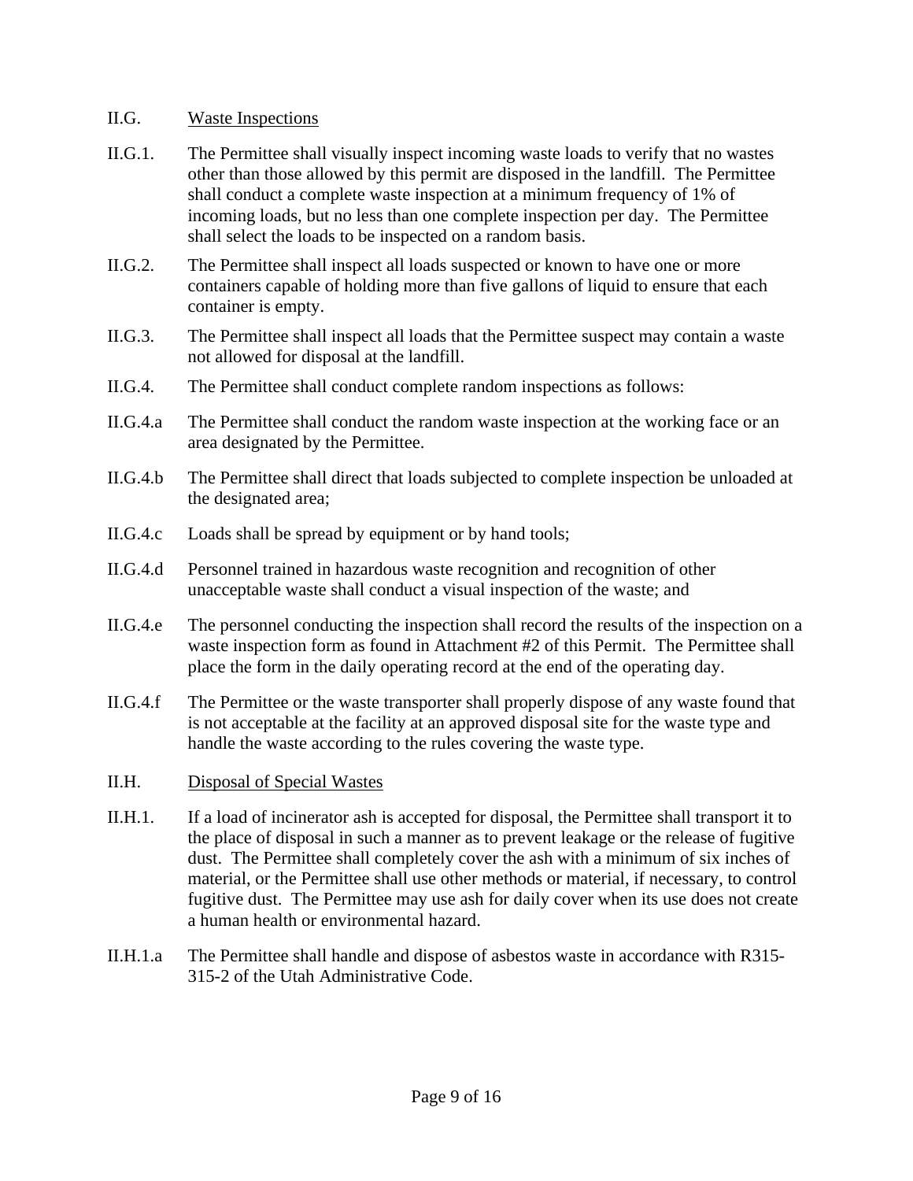II.G. Waste Inspections

II.G.1. The Permittee shall visually inspect incoming waste loads to verify that no wastes other than those allowed by this permit are disposed in the landfill. The Permittee shall conduct a complete waste inspection at a minimum frequency of 1% of incoming loads, but no less than one complete inspection per day. The Permittee shall select the loads to be inspected on a random basis.

II.G.2. The Permittee shall inspect all loads suspected or known to have one or more containers capable of holding more than five gallons of liquid to ensure that each container is empty.

II.G.3. The Permittee shall inspect all loads that the Permittee suspect may contain a waste not allowed for disposal at the landfill.

II.G.4. The Permittee shall conduct complete random inspections as follows:

II.G.4.a The Permittee shall conduct the random waste inspection at the working face or an area designated by the Permittee.

II.G.4.b The Permittee shall direct that loads subjected to complete inspection be unloaded at the designated area;

II.G.4.c Loads shall be spread by equipment or by hand tools;

II.G.4.d Personnel trained in hazardous waste recognition and recognition of other unacceptable waste shall conduct a visual inspection of the waste; and

II.G.4.e The personnel conducting the inspection shall record the results of the inspection on a waste inspection form as found in Attachment #2 of this Permit. The Permittee shall place the form in the daily operating record at the end of the operating day.

II.G.4.f The Permittee or the waste transporter shall properly dispose of any waste found that is not acceptable at the facility at an approved disposal site for the waste type and handle the waste according to the rules covering the waste type.

II.H. Disposal of Special Wastes

II.H.1. If a load of incinerator ash is accepted for disposal, the Permittee shall transport it to the place of disposal in such a manner as to prevent leakage or the release of fugitive dust. The Permittee shall completely cover the ash with a minimum of six inches of material, or the Permittee shall use other methods or material, if necessary, to control fugitive dust. The Permittee may use ash for daily cover when its use does not create a human health or environmental hazard.

II.H.1.a The Permittee shall handle and dispose of asbestos waste in accordance with R315-315-2 of the Utah Administrative Code.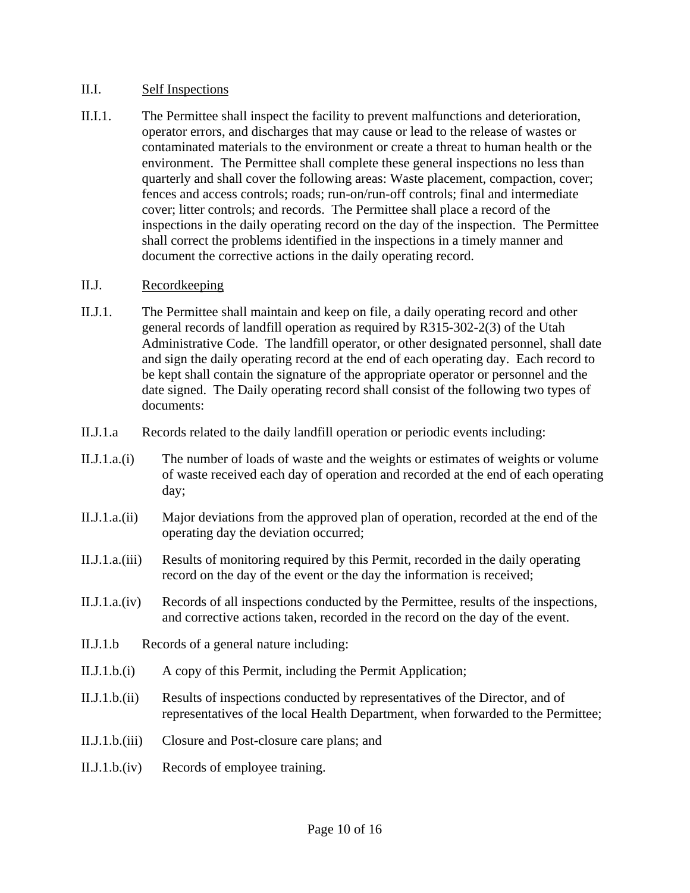II.I. Self Inspections

II.I.1. The Permittee shall inspect the facility to prevent malfunctions and deterioration, operator errors, and discharges that may cause or lead to the release of wastes or contaminated materials to the environment or create a threat to human health or the environment. The Permittee shall complete these general inspections no less than quarterly and shall cover the following areas: Waste placement, compaction, cover; fences and access controls; roads; run-on/run-off controls; final and intermediate cover; litter controls; and records. The Permittee shall place a record of the inspections in the daily operating record on the day of the inspection. The Permittee shall correct the problems identified in the inspections in a timely manner and document the corrective actions in the daily operating record.

II.J. Recordkeeping

II.J.1. The Permittee shall maintain and keep on file, a daily operating record and other general records of landfill operation as required by R315-302-2(3) of the Utah Administrative Code. The landfill operator, or other designated personnel, shall date and sign the daily operating record at the end of each operating day. Each record to be kept shall contain the signature of the appropriate operator or personnel and the date signed. The Daily operating record shall consist of the following two types of documents:

II.J.1.a Records related to the daily landfill operation or periodic events including:

II.J.1.a.(i) The number of loads of waste and the weights or estimates of weights or volume of waste received each day of operation and recorded at the end of each operating day;

II.J.1.a.(ii) Major deviations from the approved plan of operation, recorded at the end of the operating day the deviation occurred;

II.J.1.a.(iii) Results of monitoring required by this Permit, recorded in the daily operating record on the day of the event or the day the information is received;

II.J.1.a.(iv) Records of all inspections conducted by the Permittee, results of the inspections, and corrective actions taken, recorded in the record on the day of the event.

II.J.1.b Records of a general nature including:

II.J.1.b.(i) A copy of this Permit, including the Permit Application;

II.J.1.b.(ii) Results of inspections conducted by representatives of the Director, and of representatives of the local Health Department, when forwarded to the Permittee;

II.J.1.b.(iii) Closure and Post-closure care plans; and

II.J.1.b.(iv) Records of employee training.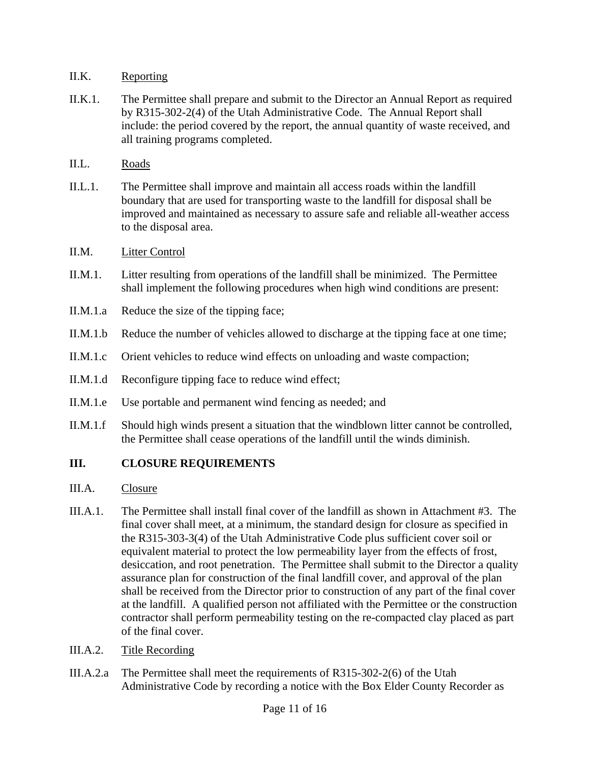II.K. Reporting

II.K.1. The Permittee shall prepare and submit to the Director an Annual Report as required by R315-302-2(4) of the Utah Administrative Code. The Annual Report shall include: the period covered by the report, the annual quantity of waste received, and all training programs completed.

II.L. Roads

II.L.1. The Permittee shall improve and maintain all access roads within the landfill boundary that are used for transporting waste to the landfill for disposal shall be improved and maintained as necessary to assure safe and reliable all-weather access to the disposal area.

II.M. Litter Control

II.M.1. Litter resulting from operations of the landfill shall be minimized. The Permittee shall implement the following procedures when high wind conditions are present:

II.M.1.a Reduce the size of the tipping face;

II.M.1.b Reduce the number of vehicles allowed to discharge at the tipping face at one time;

II.M.1.c Orient vehicles to reduce wind effects on unloading and waste compaction;

II.M.1.d Reconfigure tipping face to reduce wind effect;

II.M.1.e Use portable and permanent wind fencing as needed; and

II.M.1.f Should high winds present a situation that the windblown litter cannot be controlled, the Permittee shall cease operations of the landfill until the winds diminish.

## III. CLOSURE REQUIREMENTS

III.A. Closure

III.A.1. The Permittee shall install final cover of the landfill as shown in Attachment #3. The final cover shall meet, at a minimum, the standard design for closure as specified in the R315-303-3(4) of the Utah Administrative Code plus sufficient cover soil or equivalent material to protect the low permeability layer from the effects of frost, desiccation, and root penetration. The Permittee shall submit to the Director a quality assurance plan for construction of the final landfill cover, and approval of the plan shall be received from the Director prior to construction of any part of the final cover at the landfill. A qualified person not affiliated with the Permittee or the construction contractor shall perform permeability testing on the re-compacted clay placed as part of the final cover.

III.A.2. Title Recording

III.A.2.a The Permittee shall meet the requirements of R315-302-2(6) of the Utah Administrative Code by recording a notice with the Box Elder County Recorder as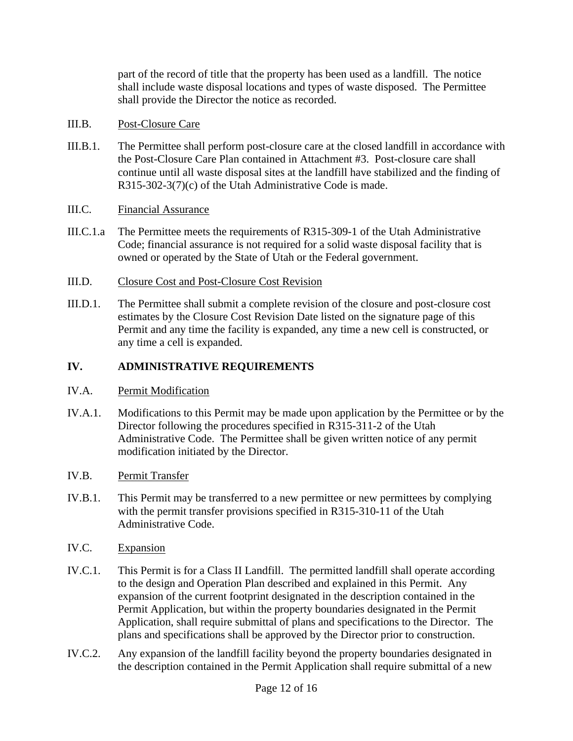part of the record of title that the property has been used as a landfill. The notice shall include waste disposal locations and types of waste disposed. The Permittee shall provide the Director the notice as recorded.

III.B. Post-Closure Care

III.B.1. The Permittee shall perform post-closure care at the closed landfill in accordance with the Post-Closure Care Plan contained in Attachment #3. Post-closure care shall continue until all waste disposal sites at the landfill have stabilized and the finding of R315-302-3(7)(c) of the Utah Administrative Code is made.

III.C. Financial Assurance

III.C.1.a The Permittee meets the requirements of R315-309-1 of the Utah Administrative Code; financial assurance is not required for a solid waste disposal facility that is owned or operated by the State of Utah or the Federal government.

III.D. Closure Cost and Post-Closure Cost Revision

III.D.1. The Permittee shall submit a complete revision of the closure and post-closure cost estimates by the Closure Cost Revision Date listed on the signature page of this Permit and any time the facility is expanded, any time a new cell is constructed, or any time a cell is expanded.

## IV. ADMINISTRATIVE REQUIREMENTS

IV.A. Permit Modification

IV.A.1. Modifications to this Permit may be made upon application by the Permittee or by the Director following the procedures specified in R315-311-2 of the Utah Administrative Code. The Permittee shall be given written notice of any permit modification initiated by the Director.

IV.B. Permit Transfer

IV.B.1. This Permit may be transferred to a new permittee or new permittees by complying with the permit transfer provisions specified in R315-310-11 of the Utah Administrative Code.

IV.C. Expansion

IV.C.1. This Permit is for a Class II Landfill. The permitted landfill shall operate according to the design and Operation Plan described and explained in this Permit. Any expansion of the current footprint designated in the description contained in the Permit Application, but within the property boundaries designated in the Permit Application, shall require submittal of plans and specifications to the Director. The plans and specifications shall be approved by the Director prior to construction.

IV.C.2. Any expansion of the landfill facility beyond the property boundaries designated in the description contained in the Permit Application shall require submittal of a new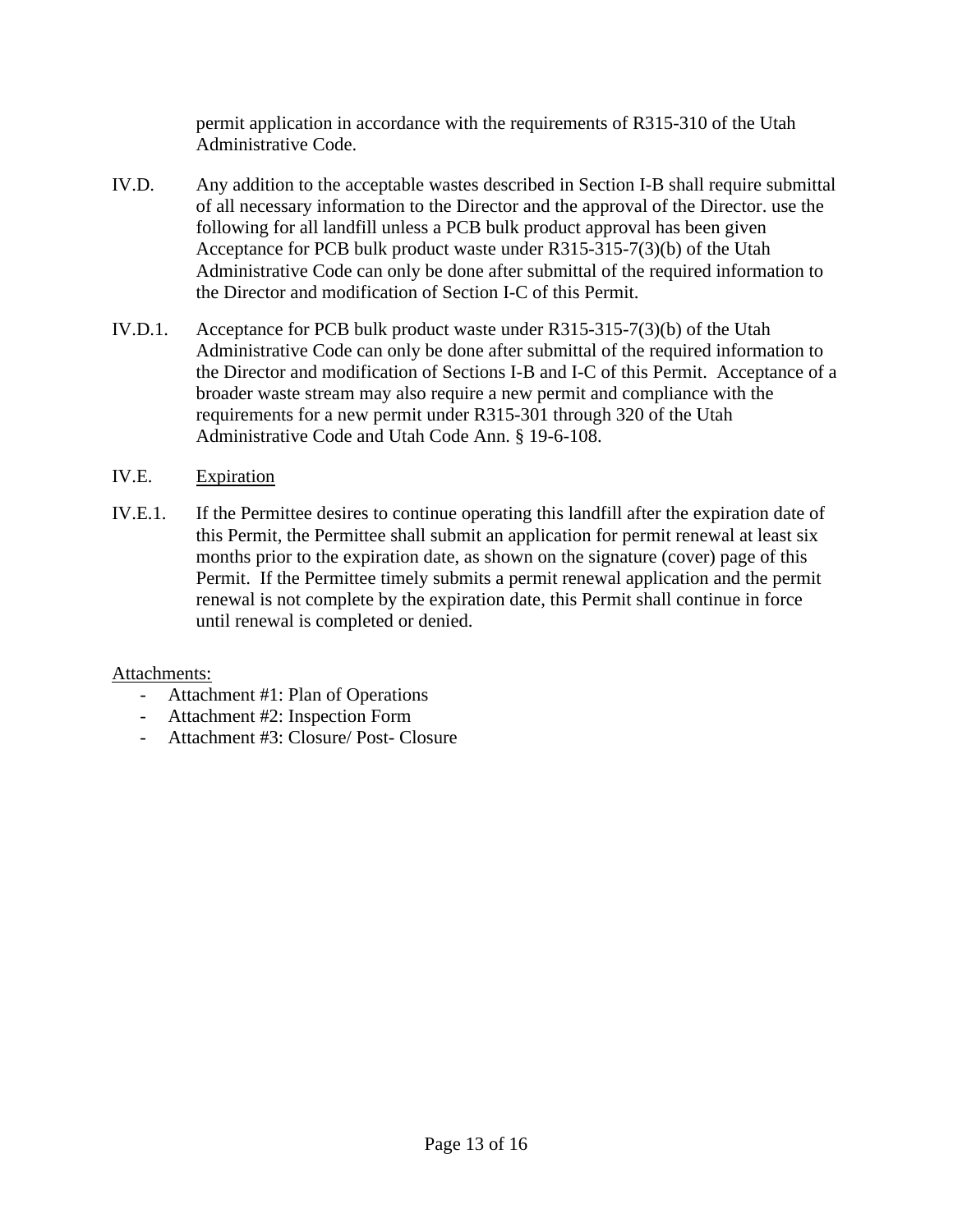permit application in accordance with the requirements of R315-310 of the Utah Administrative Code.

IV.D. Any addition to the acceptable wastes described in Section I-B shall require submittal of all necessary information to the Director and the approval of the Director. use the following for all landfill unless a PCB bulk product approval has been given Acceptance for PCB bulk product waste under R315-315-7(3)(b) of the Utah Administrative Code can only be done after submittal of the required information to the Director and modification of Section I-C of this Permit.

IV.D.1. Acceptance for PCB bulk product waste under R315-315-7(3)(b) of the Utah Administrative Code can only be done after submittal of the required information to the Director and modification of Sections I-B and I-C of this Permit. Acceptance of a broader waste stream may also require a new permit and compliance with the requirements for a new permit under R315-301 through 320 of the Utah Administrative Code and Utah Code Ann. § 19-6-108.

IV.E. <u>Expiration</u>

IV.E.1. If the Permittee desires to continue operating this landfill after the expiration date of this Permit, the Permittee shall submit an application for permit renewal at least six months prior to the expiration date, as shown on the signature (cover) page of this Permit. If the Permittee timely submits a permit renewal application and the permit renewal is not complete by the expiration date, this Permit shall continue in force until renewal is completed or denied.

<u>Attachments:</u>

- Attachment #1: Plan of Operations
- Attachment #2: Inspection Form
- Attachment #3: Closure/ Post- Closure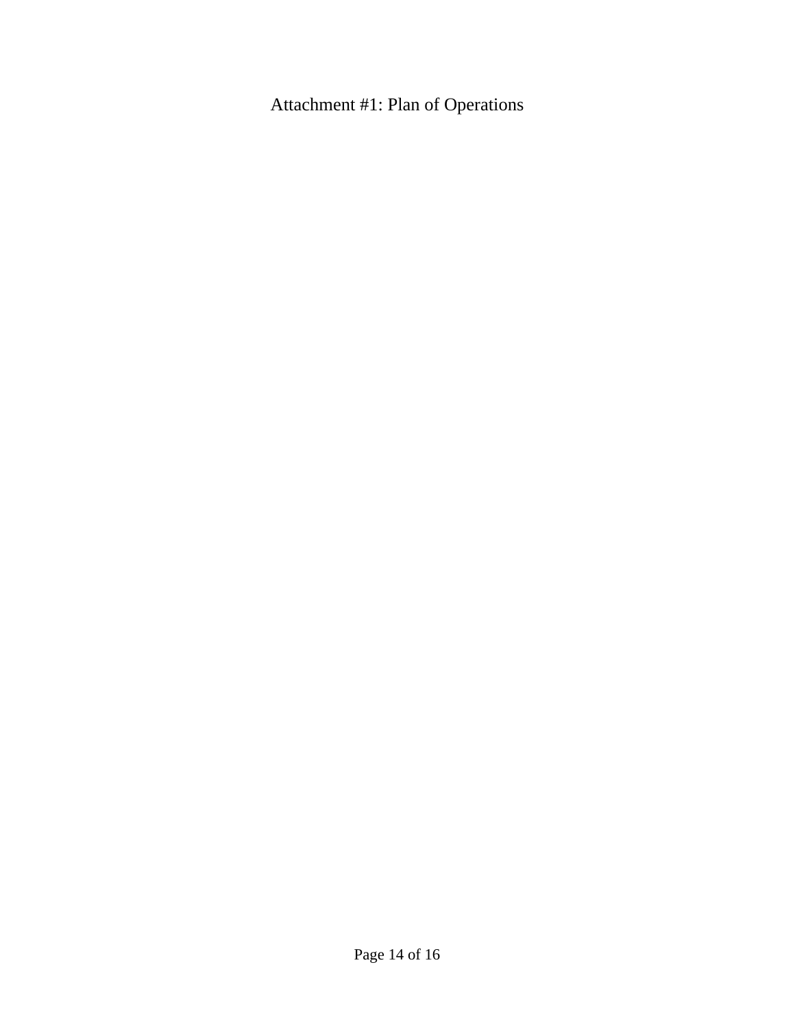# Attachment #1: Plan of Operations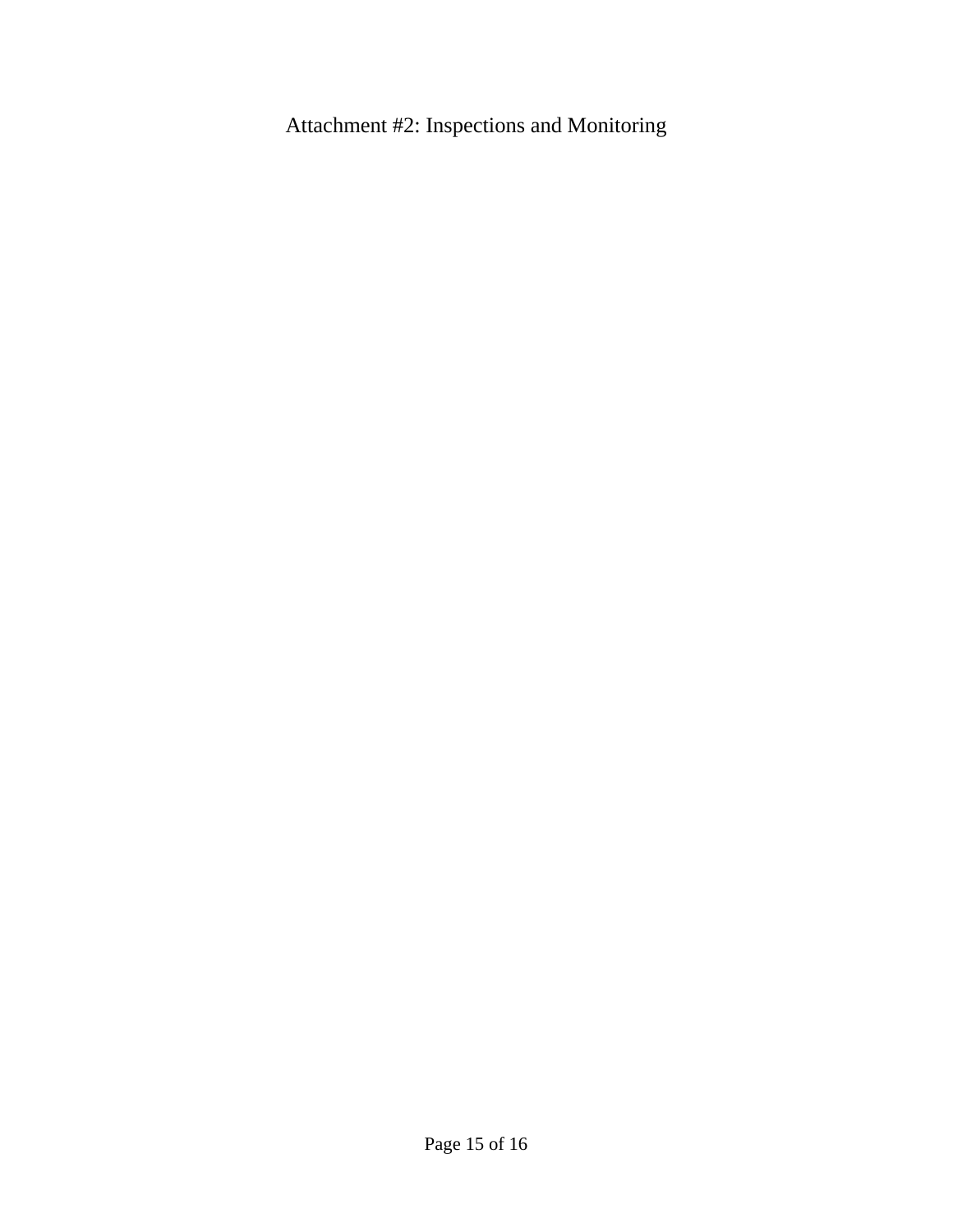# Attachment #2: Inspections and Monitoring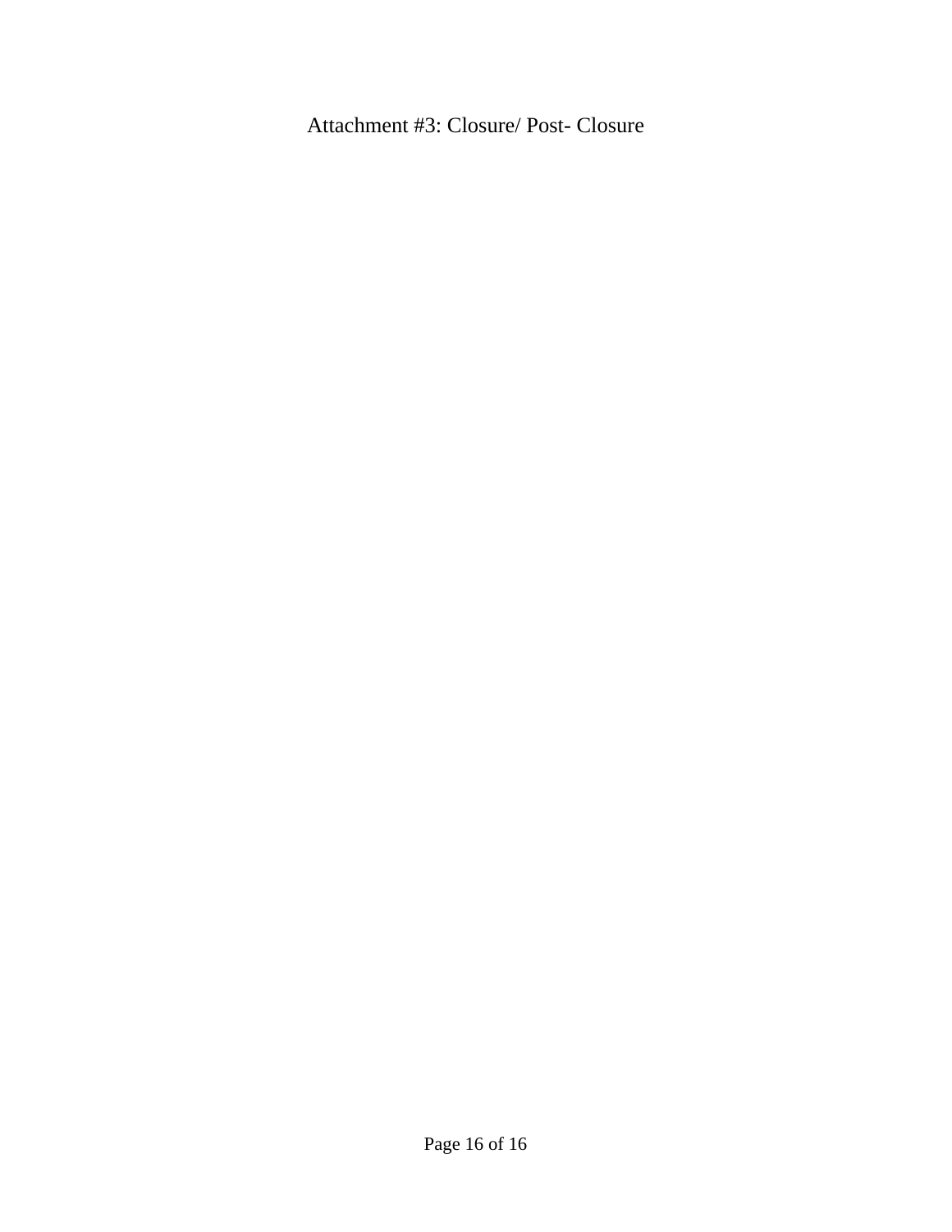# Attachment #3: Closure/ Post- Closure